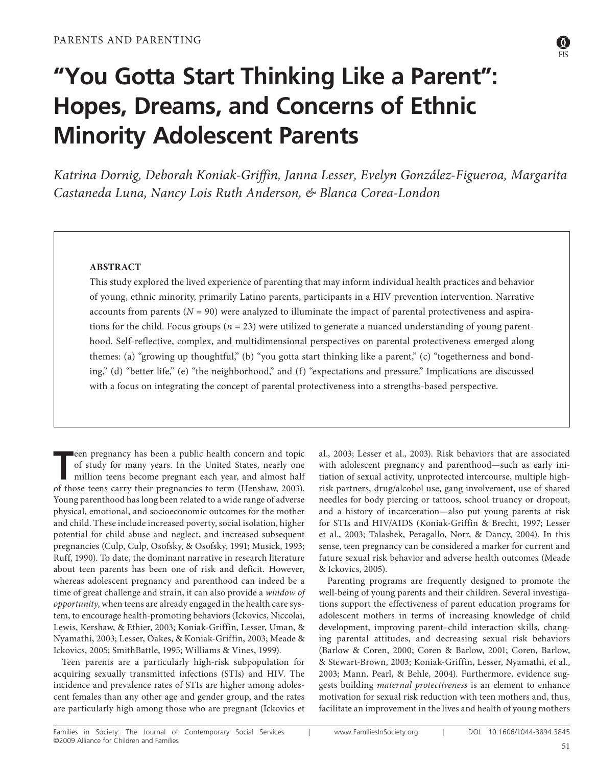PARENTS AND PARENTING

# "You Gotta Start Thinking Like a Parent": Hopes, Dreams, and Concerns of Ethnic Minority Adolescent Parents

*Katrina Dornig, Deborah Koniak-Griffin, Janna Lesser, Evelyn González-Figueroa, Margarita Castaneda Luna, Nancy Lois Ruth Anderson, & Blanca Corea-London*

**ABSTRACT**

This study explored the lived experience of parenting that may inform individual health practices and behavior of young, ethnic minority, primarily Latino parents, participants in a HIV prevention intervention. Narrative accounts from parents ($N = 90$) were analyzed to illuminate the impact of parental protectiveness and aspirations for the child. Focus groups ($n = 23$) were utilized to generate a nuanced understanding of young parenthood. Self-reflective, complex, and multidimensional perspectives on parental protectiveness emerged along themes: (a) "growing up thoughtful," (b) "you gotta start thinking like a parent," (c) "togetherness and bonding," (d) "better life," (e) "the neighborhood," and (f) "expectations and pressure." Implications are discussed with a focus on integrating the concept of parental protectiveness into a strengths-based perspective.

Teen pregnancy has been a public health concern and topic of study for many years. In the United States, nearly one million teens become pregnant each year, and almost half of those teens carry their pregnancies to term (Henshaw, 2003). Young parenthood has long been related to a wide range of adverse physical, emotional, and socioeconomic outcomes for the mother and child. These include increased poverty, social isolation, higher potential for child abuse and neglect, and increased subsequent pregnancies (Culp, Culp, Osofsky, & Osofsky, 1991; Musick, 1993; Ruff, 1990). To date, the dominant narrative in research literature about teen parents has been one of risk and deficit. However, whereas adolescent pregnancy and parenthood can indeed be a time of great challenge and strain, it can also provide a *window of opportunity*, when teens are already engaged in the health care system, to encourage health-promoting behaviors (Ickovics, Niccolai, Lewis, Kershaw, & Ethier, 2003; Koniak-Griffin, Lesser, Uman, & Nyamathi, 2003; Lesser, Oakes, & Koniak-Griffin, 2003; Meade & Ickovics, 2005; SmithBattle, 1995; Williams & Vines, 1999).

Teen parents are a particularly high-risk subpopulation for acquiring sexually transmitted infections (STIs) and HIV. The incidence and prevalence rates of STIs are higher among adolescent females than any other age and gender group, and the rates are particularly high among those who are pregnant (Ickovics et al., 2003; Lesser et al., 2003). Risk behaviors that are associated with adolescent pregnancy and parenthood—such as early initiation of sexual activity, unprotected intercourse, multiple high-risk partners, drug/alcohol use, gang involvement, use of shared needles for body piercing or tattoos, school truancy or dropout, and a history of incarceration—also put young parents at risk for STIs and HIV/AIDS (Koniak-Griffin & Brecht, 1997; Lesser et al., 2003; Talashek, Peragallo, Norr, & Dancy, 2004). In this sense, teen pregnancy can be considered a marker for current and future sexual risk behavior and adverse health outcomes (Meade & Ickovics, 2005).

Parenting programs are frequently designed to promote the well-being of young parents and their children. Several investigations support the effectiveness of parent education programs for adolescent mothers in terms of increasing knowledge of child development, improving parent–child interaction skills, changing parental attitudes, and decreasing sexual risk behaviors (Barlow & Coren, 2000; Coren & Barlow, 2001; Coren, Barlow, & Stewart-Brown, 2003; Koniak-Griffin, Lesser, Nyamathi, et al., 2003; Mann, Pearl, & Behle, 2004). Furthermore, evidence suggests building *maternal protectiveness* is an element to enhance motivation for sexual risk reduction with teen mothers and, thus, facilitate an improvement in the lives and health of young mothers

Families in Society: The Journal of Contemporary Social Services | www.FamiliesInSociety.org | DOI: 10.1606/1044-3894.3845
©2009 Alliance for Children and Families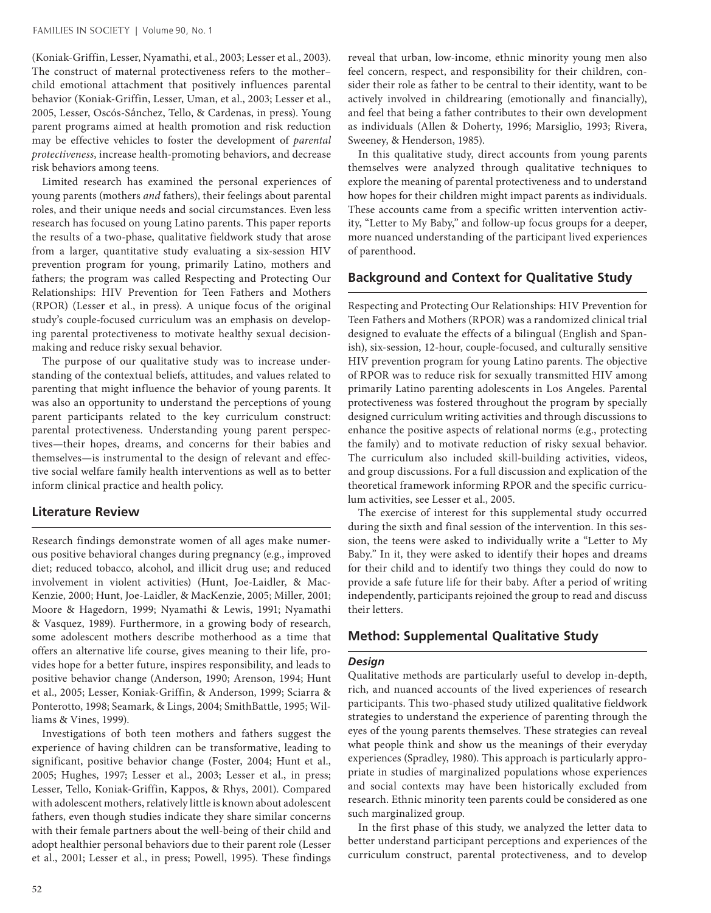(Koniak-Griffin, Lesser, Nyamathi, et al., 2003; Lesser et al., 2003). The construct of maternal protectiveness refers to the mother–child emotional attachment that positively influences parental behavior (Koniak-Griffin, Lesser, Uman, et al., 2003; Lesser et al., 2005, Lesser, Oscós-Sánchez, Tello, & Cardenas, in press). Young parent programs aimed at health promotion and risk reduction may be effective vehicles to foster the development of *parental protectiveness*, increase health-promoting behaviors, and decrease risk behaviors among teens.

Limited research has examined the personal experiences of young parents (mothers *and* fathers), their feelings about parental roles, and their unique needs and social circumstances. Even less research has focused on young Latino parents. This paper reports the results of a two-phase, qualitative fieldwork study that arose from a larger, quantitative study evaluating a six-session HIV prevention program for young, primarily Latino, mothers and fathers; the program was called Respecting and Protecting Our Relationships: HIV Prevention for Teen Fathers and Mothers (RPOR) (Lesser et al., in press). A unique focus of the original study's couple-focused curriculum was an emphasis on developing parental protectiveness to motivate healthy sexual decision-making and reduce risky sexual behavior.

The purpose of our qualitative study was to increase understanding of the contextual beliefs, attitudes, and values related to parenting that might influence the behavior of young parents. It was also an opportunity to understand the perceptions of young parent participants related to the key curriculum construct: parental protectiveness. Understanding young parent perspectives—their hopes, dreams, and concerns for their babies and themselves—is instrumental to the design of relevant and effective social welfare family health interventions as well as to better inform clinical practice and health policy.

## Literature Review

Research findings demonstrate women of all ages make numerous positive behavioral changes during pregnancy (e.g., improved diet; reduced tobacco, alcohol, and illicit drug use; and reduced involvement in violent activities) (Hunt, Joe-Laidler, & MacKenzie, 2000; Hunt, Joe-Laidler, & MacKenzie, 2005; Miller, 2001; Moore & Hagedorn, 1999; Nyamathi & Lewis, 1991; Nyamathi & Vasquez, 1989). Furthermore, in a growing body of research, some adolescent mothers describe motherhood as a time that offers an alternative life course, gives meaning to their life, provides hope for a better future, inspires responsibility, and leads to positive behavior change (Anderson, 1990; Arenson, 1994; Hunt et al., 2005; Lesser, Koniak-Griffin, & Anderson, 1999; Sciarra & Ponterotto, 1998; Seamark, & Lings, 2004; SmithBattle, 1995; Williams & Vines, 1999).

Investigations of both teen mothers and fathers suggest the experience of having children can be transformative, leading to significant, positive behavior change (Foster, 2004; Hunt et al., 2005; Hughes, 1997; Lesser et al., 2003; Lesser et al., in press; Lesser, Tello, Koniak-Griffin, Kappos, & Rhys, 2001). Compared with adolescent mothers, relatively little is known about adolescent fathers, even though studies indicate they share similar concerns with their female partners about the well-being of their child and adopt healthier personal behaviors due to their parent role (Lesser et al., 2001; Lesser et al., in press; Powell, 1995). These findings reveal that urban, low-income, ethnic minority young men also feel concern, respect, and responsibility for their children, consider their role as father to be central to their identity, want to be actively involved in childrearing (emotionally and financially), and feel that being a father contributes to their own development as individuals (Allen & Doherty, 1996; Marsiglio, 1993; Rivera, Sweeney, & Henderson, 1985).

In this qualitative study, direct accounts from young parents themselves were analyzed through qualitative techniques to explore the meaning of parental protectiveness and to understand how hopes for their children might impact parents as individuals. These accounts came from a specific written intervention activity, "Letter to My Baby," and follow-up focus groups for a deeper, more nuanced understanding of the participant lived experiences of parenthood.

## Background and Context for Qualitative Study

Respecting and Protecting Our Relationships: HIV Prevention for Teen Fathers and Mothers (RPOR) was a randomized clinical trial designed to evaluate the effects of a bilingual (English and Spanish), six-session, 12-hour, couple-focused, and culturally sensitive HIV prevention program for young Latino parents. The objective of RPOR was to reduce risk for sexually transmitted HIV among primarily Latino parenting adolescents in Los Angeles. Parental protectiveness was fostered throughout the program by specially designed curriculum writing activities and through discussions to enhance the positive aspects of relational norms (e.g., protecting the family) and to motivate reduction of risky sexual behavior. The curriculum also included skill-building activities, videos, and group discussions. For a full discussion and explication of the theoretical framework informing RPOR and the specific curriculum activities, see Lesser et al., 2005.

The exercise of interest for this supplemental study occurred during the sixth and final session of the intervention. In this session, the teens were asked to individually write a "Letter to My Baby." In it, they were asked to identify their hopes and dreams for their child and to identify two things they could do now to provide a safe future life for their baby. After a period of writing independently, participants rejoined the group to read and discuss their letters.

## Method: Supplemental Qualitative Study

### Design

Qualitative methods are particularly useful to develop in-depth, rich, and nuanced accounts of the lived experiences of research participants. This two-phased study utilized qualitative fieldwork strategies to understand the experience of parenting through the eyes of the young parents themselves. These strategies can reveal what people think and show us the meanings of their everyday experiences (Spradley, 1980). This approach is particularly appropriate in studies of marginalized populations whose experiences and social contexts may have been historically excluded from research. Ethnic minority teen parents could be considered as one such marginalized group.

In the first phase of this study, we analyzed the letter data to better understand participant perceptions and experiences of the curriculum construct, parental protectiveness, and to develop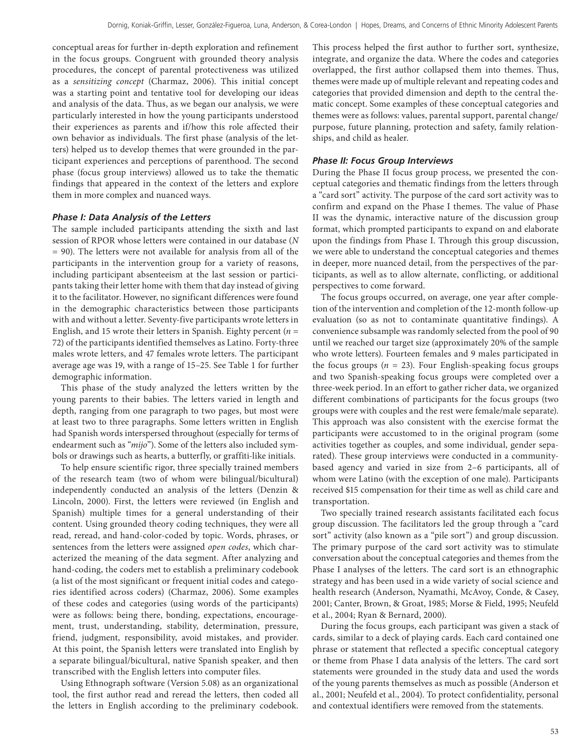conceptual areas for further in-depth exploration and refinement in the focus groups. Congruent with grounded theory analysis procedures, the concept of parental protectiveness was utilized as a *sensitizing concept* (Charmaz, 2006). This initial concept was a starting point and tentative tool for developing our ideas and analysis of the data. Thus, as we began our analysis, we were particularly interested in how the young participants understood their experiences as parents and if/how this role affected their own behavior as individuals. The first phase (analysis of the letters) helped us to develop themes that were grounded in the participant experiences and perceptions of parenthood. The second phase (focus group interviews) allowed us to take the thematic findings that appeared in the context of the letters and explore them in more complex and nuanced ways.

### *Phase I: Data Analysis of the Letters*

The sample included participants attending the sixth and last session of RPOR whose letters were contained in our database ($N = 90$). The letters were not available for analysis from all of the participants in the intervention group for a variety of reasons, including participant absenteeism at the last session or participants taking their letter home with them that day instead of giving it to the facilitator. However, no significant differences were found in the demographic characteristics between those participants with and without a letter. Seventy-five participants wrote letters in English, and 15 wrote their letters in Spanish. Eighty percent ($n = 72$) of the participants identified themselves as Latino. Forty-three males wrote letters, and 47 females wrote letters. The participant average age was 19, with a range of 15–25. See Table 1 for further demographic information.

This phase of the study analyzed the letters written by the young parents to their babies. The letters varied in length and depth, ranging from one paragraph to two pages, but most were at least two to three paragraphs. Some letters written in English had Spanish words interspersed throughout (especially for terms of endearment such as "*mijo*"). Some of the letters also included symbols or drawings such as hearts, a butterfly, or graffiti-like initials.

To help ensure scientific rigor, three specially trained members of the research team (two of whom were bilingual/bicultural) independently conducted an analysis of the letters (Denzin & Lincoln, 2000). First, the letters were reviewed (in English and Spanish) multiple times for a general understanding of their content. Using grounded theory coding techniques, they were all read, reread, and hand-color-coded by topic. Words, phrases, or sentences from the letters were assigned *open codes*, which characterized the meaning of the data segment. After analyzing and hand-coding, the coders met to establish a preliminary codebook (a list of the most significant or frequent initial codes and categories identified across coders) (Charmaz, 2006). Some examples of these codes and categories (using words of the participants) were as follows: being there, bonding, expectations, encouragement, trust, understanding, stability, determination, pressure, friend, judgment, responsibility, avoid mistakes, and provider. At this point, the Spanish letters were translated into English by a separate bilingual/bicultural, native Spanish speaker, and then transcribed with the English letters into computer files.

Using Ethnograph software (Version 5.08) as an organizational tool, the first author read and reread the letters, then coded all the letters in English according to the preliminary codebook. This process helped the first author to further sort, synthesize, integrate, and organize the data. Where the codes and categories overlapped, the first author collapsed them into themes. Thus, themes were made up of multiple relevant and repeating codes and categories that provided dimension and depth to the central thematic concept. Some examples of these conceptual categories and themes were as follows: values, parental support, parental change/purpose, future planning, protection and safety, family relationships, and child as healer.

### *Phase II: Focus Group Interviews*

During the Phase II focus group process, we presented the conceptual categories and thematic findings from the letters through a "card sort" activity. The purpose of the card sort activity was to confirm and expand on the Phase I themes. The value of Phase II was the dynamic, interactive nature of the discussion group format, which prompted participants to expand on and elaborate upon the findings from Phase I. Through this group discussion, we were able to understand the conceptual categories and themes in deeper, more nuanced detail, from the perspectives of the participants, as well as to allow alternate, conflicting, or additional perspectives to come forward.

The focus groups occurred, on average, one year after completion of the intervention and completion of the 12-month follow-up evaluation (so as not to contaminate quantitative findings). A convenience subsample was randomly selected from the pool of 90 until we reached our target size (approximately 20% of the sample who wrote letters). Fourteen females and 9 males participated in the focus groups ($n = 23$). Four English-speaking focus groups and two Spanish-speaking focus groups were completed over a three-week period. In an effort to gather richer data, we organized different combinations of participants for the focus groups (two groups were with couples and the rest were female/male separate). This approach was also consistent with the exercise format the participants were accustomed to in the original program (some activities together as couples, and some individual, gender separated). These group interviews were conducted in a community-based agency and varied in size from 2–6 participants, all of whom were Latino (with the exception of one male). Participants received $15 compensation for their time as well as child care and transportation.

Two specially trained research assistants facilitated each focus group discussion. The facilitators led the group through a "card sort" activity (also known as a "pile sort") and group discussion. The primary purpose of the card sort activity was to stimulate conversation about the conceptual categories and themes from the Phase I analyses of the letters. The card sort is an ethnographic strategy and has been used in a wide variety of social science and health research (Anderson, Nyamathi, McAvoy, Conde, & Casey, 2001; Canter, Brown, & Groat, 1985; Morse & Field, 1995; Neufeld et al., 2004; Ryan & Bernard, 2000).

During the focus groups, each participant was given a stack of cards, similar to a deck of playing cards. Each card contained one phrase or statement that reflected a specific conceptual category or theme from Phase I data analysis of the letters. The card sort statements were grounded in the study data and used the words of the young parents themselves as much as possible (Anderson et al., 2001; Neufeld et al., 2004). To protect confidentiality, personal and contextual identifiers were removed from the statements.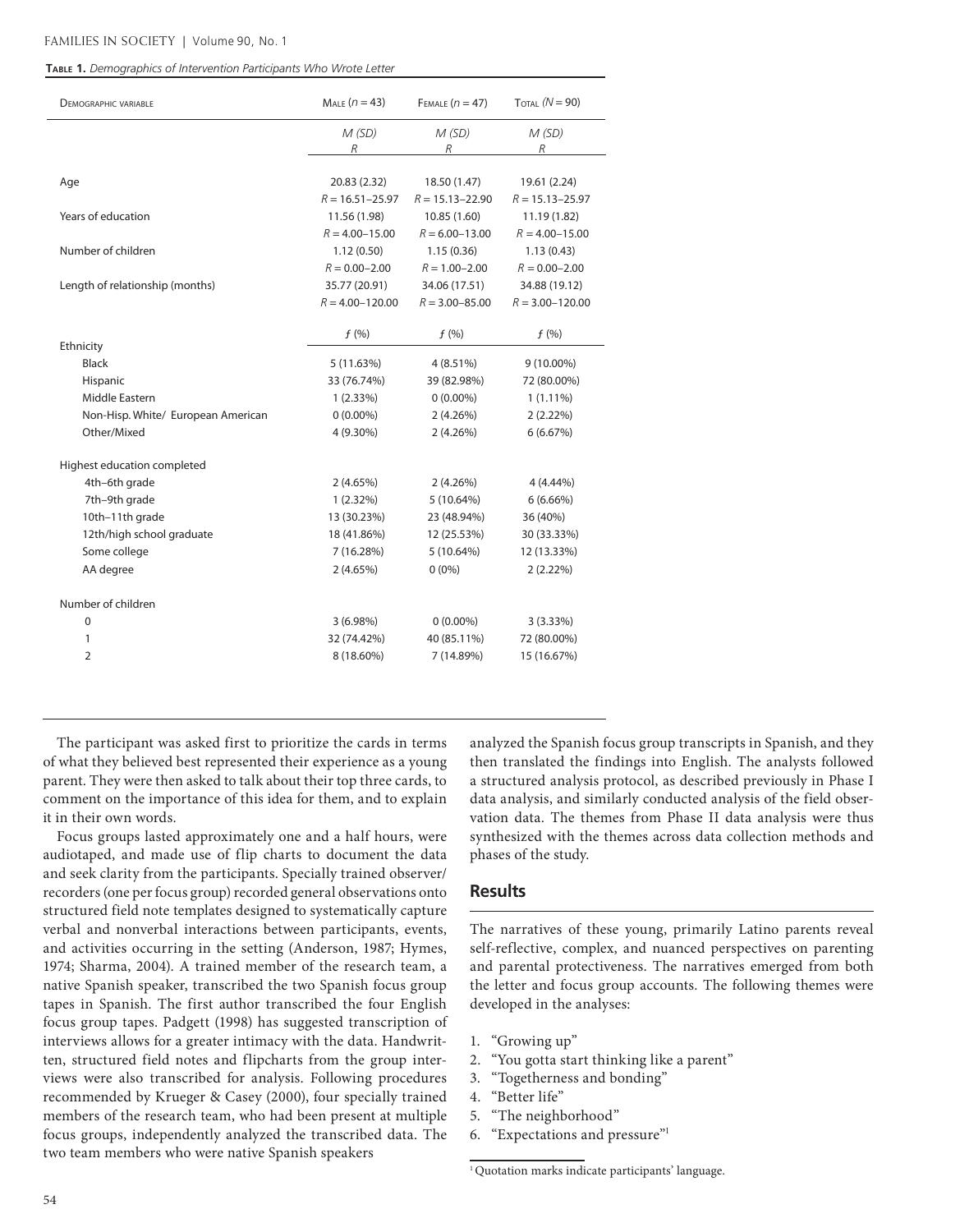**Table 1.** *Demographics of Intervention Participants Who Wrote Letter*

| Demographic variable | Male ($n = 43$) | Female ($n = 47$) | Total ($N = 90$) |
|---|---|---|---|
| | *M (SD)* *R* | *M (SD)* *R* | *M (SD)* *R* |
| Age | 20.83 (2.32) $R = 16.51–25.97$ | 18.50 (1.47) $R = 15.13–22.90$ | 19.61 (2.24) $R = 15.13–25.97$ |
| Years of education | 11.56 (1.98) $R = 4.00–15.00$ | 10.85 (1.60) $R = 6.00–13.00$ | 11.19 (1.82) $R = 4.00–15.00$ |
| Number of children | 1.12 (0.50) $R = 0.00–2.00$ | 1.15 (0.36) $R = 1.00–2.00$ | 1.13 (0.43) $R = 0.00–2.00$ |
| Length of relationship (months) | 35.77 (20.91) $R = 4.00–120.00$ | 34.06 (17.51) $R = 3.00–85.00$ | 34.88 (19.12) $R = 3.00–120.00$ |
| | *f* (%) | *f* (%) | *f* (%) |
| Ethnicity | | | |
| Black | 5 (11.63%) | 4 (8.51%) | 9 (10.00%) |
| Hispanic | 33 (76.74%) | 39 (82.98%) | 72 (80.00%) |
| Middle Eastern | 1 (2.33%) | 0 (0.00%) | 1 (1.11%) |
| Non-Hisp. White/ European American | 0 (0.00%) | 2 (4.26%) | 2 (2.22%) |
| Other/Mixed | 4 (9.30%) | 2 (4.26%) | 6 (6.67%) |
| Highest education completed | | | |
| 4th–6th grade | 2 (4.65%) | 2 (4.26%) | 4 (4.44%) |
| 7th–9th grade | 1 (2.32%) | 5 (10.64%) | 6 (6.66%) |
| 10th–11th grade | 13 (30.23%) | 23 (48.94%) | 36 (40%) |
| 12th/high school graduate | 18 (41.86%) | 12 (25.53%) | 30 (33.33%) |
| Some college | 7 (16.28%) | 5 (10.64%) | 12 (13.33%) |
| AA degree | 2 (4.65%) | 0 (0%) | 2 (2.22%) |
| Number of children | | | |
| 0 | 3 (6.98%) | 0 (0.00%) | 3 (3.33%) |
| 1 | 32 (74.42%) | 40 (85.11%) | 72 (80.00%) |
| 2 | 8 (18.60%) | 7 (14.89%) | 15 (16.67%) |

The participant was asked first to prioritize the cards in terms of what they believed best represented their experience as a young parent. They were then asked to talk about their top three cards, to comment on the importance of this idea for them, and to explain it in their own words.

Focus groups lasted approximately one and a half hours, were audiotaped, and made use of flip charts to document the data and seek clarity from the participants. Specially trained observer/recorders (one per focus group) recorded general observations onto structured field note templates designed to systematically capture verbal and nonverbal interactions between participants, events, and activities occurring in the setting (Anderson, 1987; Hymes, 1974; Sharma, 2004). A trained member of the research team, a native Spanish speaker, transcribed the two Spanish focus group tapes in Spanish. The first author transcribed the four English focus group tapes. Padgett (1998) has suggested transcription of interviews allows for a greater intimacy with the data. Handwritten, structured field notes and flipcharts from the group interviews were also transcribed for analysis. Following procedures recommended by Krueger & Casey (2000), four specially trained members of the research team, who had been present at multiple focus groups, independently analyzed the transcribed data. The two team members who were native Spanish speakers analyzed the Spanish focus group transcripts in Spanish, and they then translated the findings into English. The analysts followed a structured analysis protocol, as described previously in Phase I data analysis, and similarly conducted analysis of the field observation data. The themes from Phase II data analysis were thus synthesized with the themes across data collection methods and phases of the study.

## Results

The narratives of these young, primarily Latino parents reveal self-reflective, complex, and nuanced perspectives on parenting and parental protectiveness. The narratives emerged from both the letter and focus group accounts. The following themes were developed in the analyses:

1. "Growing up"
2. "You gotta start thinking like a parent"
3. "Togetherness and bonding"
4. "Better life"
5. "The neighborhood"
6. "Expectations and pressure"[1]

[1] Quotation marks indicate participants' language.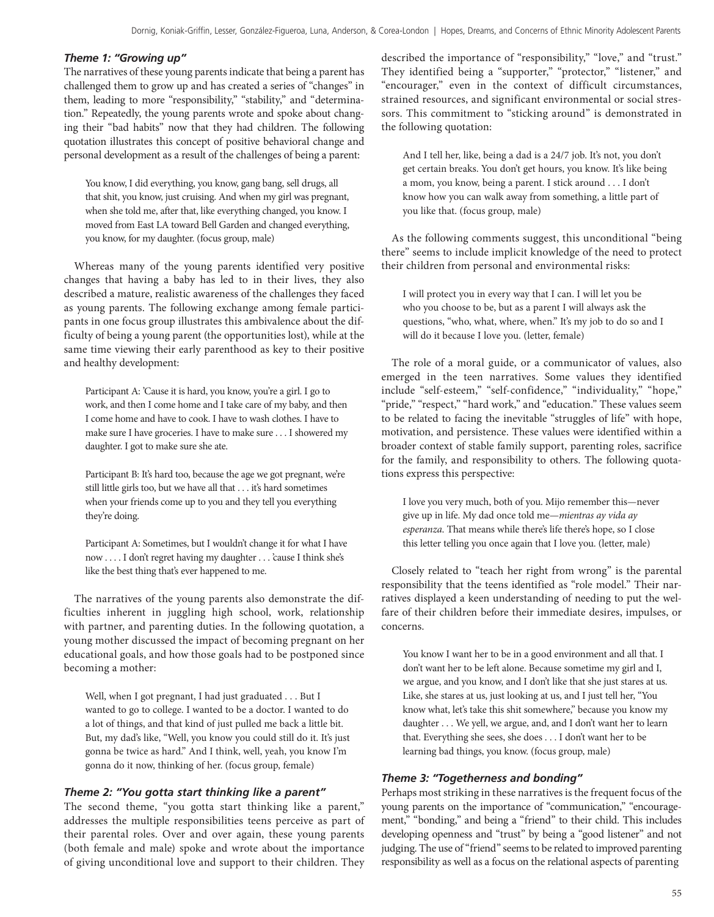### *Theme 1: "Growing up"*

The narratives of these young parents indicate that being a parent has challenged them to grow up and has created a series of "changes" in them, leading to more "responsibility," "stability," and "determination." Repeatedly, the young parents wrote and spoke about changing their "bad habits" now that they had children. The following quotation illustrates this concept of positive behavioral change and personal development as a result of the challenges of being a parent:

> You know, I did everything, you know, gang bang, sell drugs, all that shit, you know, just cruising. And when my girl was pregnant, when she told me, after that, like everything changed, you know. I moved from East LA toward Bell Garden and changed everything, you know, for my daughter. (focus group, male)

Whereas many of the young parents identified very positive changes that having a baby has led to in their lives, they also described a mature, realistic awareness of the challenges they faced as young parents. The following exchange among female participants in one focus group illustrates this ambivalence about the difficulty of being a young parent (the opportunities lost), while at the same time viewing their early parenthood as key to their positive and healthy development:

> Participant A: 'Cause it is hard, you know, you're a girl. I go to work, and then I come home and I take care of my baby, and then I come home and have to cook. I have to wash clothes. I have to make sure I have groceries. I have to make sure . . . I showered my daughter. I got to make sure she ate.
>
> Participant B: It's hard too, because the age we got pregnant, we're still little girls too, but we have all that . . . it's hard sometimes when your friends come up to you and they tell you everything they're doing.
>
> Participant A: Sometimes, but I wouldn't change it for what I have now . . . . I don't regret having my daughter . . . 'cause I think she's like the best thing that's ever happened to me.

The narratives of the young parents also demonstrate the difficulties inherent in juggling high school, work, relationship with partner, and parenting duties. In the following quotation, a young mother discussed the impact of becoming pregnant on her educational goals, and how those goals had to be postponed since becoming a mother:

> Well, when I got pregnant, I had just graduated . . . But I wanted to go to college. I wanted to be a doctor. I wanted to do a lot of things, and that kind of just pulled me back a little bit. But, my dad's like, "Well, you know you could still do it. It's just gonna be twice as hard." And I think, well, yeah, you know I'm gonna do it now, thinking of her. (focus group, female)

### *Theme 2: "You gotta start thinking like a parent"*

The second theme, "you gotta start thinking like a parent," addresses the multiple responsibilities teens perceive as part of their parental roles. Over and over again, these young parents (both female and male) spoke and wrote about the importance of giving unconditional love and support to their children. They described the importance of "responsibility," "love," and "trust." They identified being a "supporter," "protector," "listener," and "encourager," even in the context of difficult circumstances, strained resources, and significant environmental or social stressors. This commitment to "sticking around" is demonstrated in the following quotation:

> And I tell her, like, being a dad is a 24/7 job. It's not, you don't get certain breaks. You don't get hours, you know. It's like being a mom, you know, being a parent. I stick around . . . I don't know how you can walk away from something, a little part of you like that. (focus group, male)

As the following comments suggest, this unconditional "being there" seems to include implicit knowledge of the need to protect their children from personal and environmental risks:

> I will protect you in every way that I can. I will let you be who you choose to be, but as a parent I will always ask the questions, "who, what, where, when." It's my job to do so and I will do it because I love you. (letter, female)

The role of a moral guide, or a communicator of values, also emerged in the teen narratives. Some values they identified include "self-esteem," "self-confidence," "individuality," "hope," "pride," "respect," "hard work," and "education." These values seem to be related to facing the inevitable "struggles of life" with hope, motivation, and persistence. These values were identified within a broader context of stable family support, parenting roles, sacrifice for the family, and responsibility to others. The following quotations express this perspective:

> I love you very much, both of you. Mijo remember this—never give up in life. My dad once told me—*mientras ay vida ay esperanza*. That means while there's life there's hope, so I close this letter telling you once again that I love you. (letter, male)

Closely related to "teach her right from wrong" is the parental responsibility that the teens identified as "role model." Their narratives displayed a keen understanding of needing to put the welfare of their children before their immediate desires, impulses, or concerns.

> You know I want her to be in a good environment and all that. I don't want her to be left alone. Because sometime my girl and I, we argue, and you know, and I don't like that she just stares at us. Like, she stares at us, just looking at us, and I just tell her, "You know what, let's take this shit somewhere," because you know my daughter . . . We yell, we argue, and, and I don't want her to learn that. Everything she sees, she does . . . I don't want her to be learning bad things, you know. (focus group, male)

### *Theme 3: "Togetherness and bonding"*

Perhaps most striking in these narratives is the frequent focus of the young parents on the importance of "communication," "encouragement," "bonding," and being a "friend" to their child. This includes developing openness and "trust" by being a "good listener" and not judging. The use of "friend" seems to be related to improved parenting responsibility as well as a focus on the relational aspects of parenting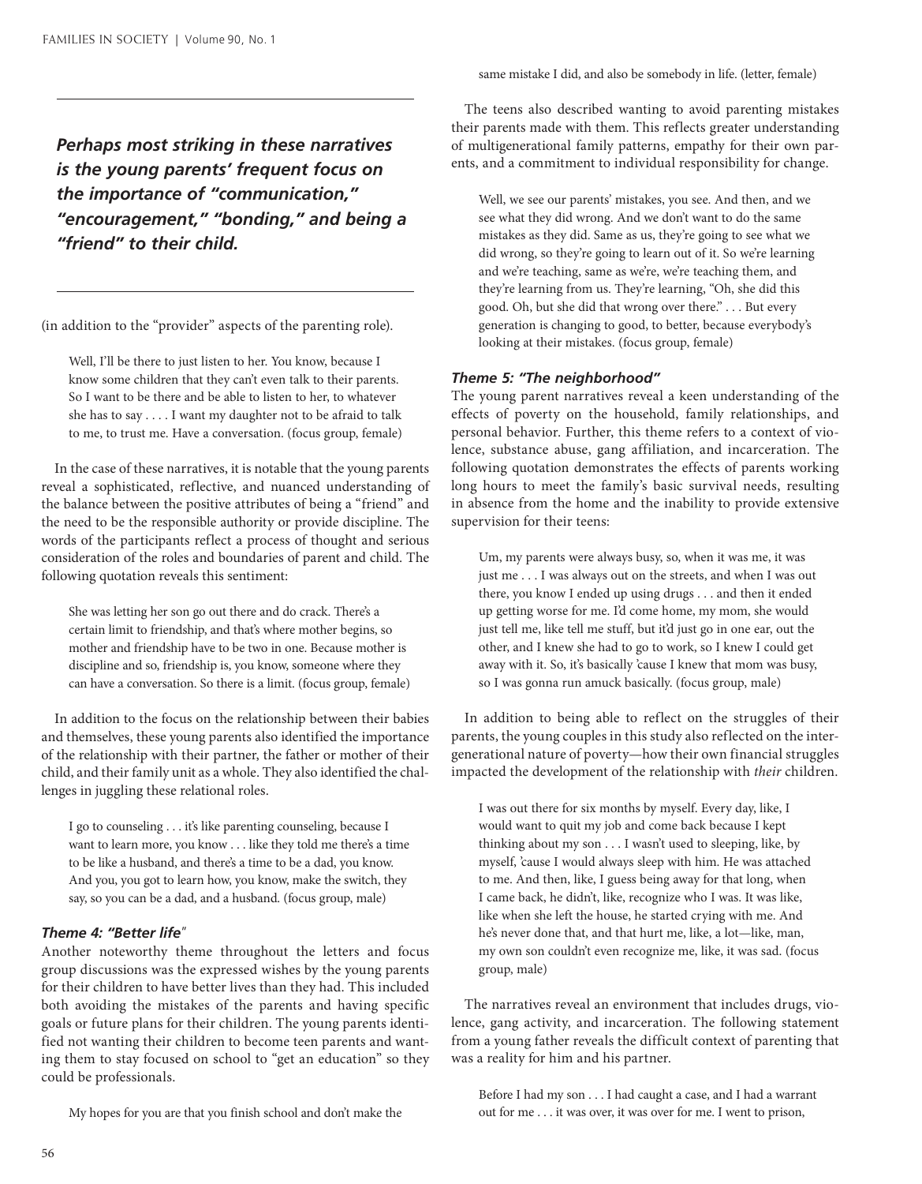*Perhaps most striking in these narratives is the young parents' frequent focus on the importance of "communication," "encouragement," "bonding," and being a "friend" to their child.*

(in addition to the "provider" aspects of the parenting role).

> Well, I'll be there to just listen to her. You know, because I know some children that they can't even talk to their parents. So I want to be there and be able to listen to her, to whatever she has to say . . . . I want my daughter not to be afraid to talk to me, to trust me. Have a conversation. (focus group, female)

In the case of these narratives, it is notable that the young parents reveal a sophisticated, reflective, and nuanced understanding of the balance between the positive attributes of being a "friend" and the need to be the responsible authority or provide discipline. The words of the participants reflect a process of thought and serious consideration of the roles and boundaries of parent and child. The following quotation reveals this sentiment:

> She was letting her son go out there and do crack. There's a certain limit to friendship, and that's where mother begins, so mother and friendship have to be two in one. Because mother is discipline and so, friendship is, you know, someone where they can have a conversation. So there is a limit. (focus group, female)

In addition to the focus on the relationship between their babies and themselves, these young parents also identified the importance of the relationship with their partner, the father or mother of their child, and their family unit as a whole. They also identified the challenges in juggling these relational roles.

> I go to counseling . . . it's like parenting counseling, because I want to learn more, you know . . . like they told me there's a time to be like a husband, and there's a time to be a dad, you know. And you, you got to learn how, you know, make the switch, they say, so you can be a dad, and a husband. (focus group, male)

### *Theme 4: "Better life"*

Another noteworthy theme throughout the letters and focus group discussions was the expressed wishes by the young parents for their children to have better lives than they had. This included both avoiding the mistakes of the parents and having specific goals or future plans for their children. The young parents identified not wanting their children to become teen parents and wanting them to stay focused on school to "get an education" so they could be professionals.

> My hopes for you are that you finish school and don't make the same mistake I did, and also be somebody in life. (letter, female)

The teens also described wanting to avoid parenting mistakes their parents made with them. This reflects greater understanding of multigenerational family patterns, empathy for their own parents, and a commitment to individual responsibility for change.

> Well, we see our parents' mistakes, you see. And then, and we see what they did wrong. And we don't want to do the same mistakes as they did. Same as us, they're going to see what we did wrong, so they're going to learn out of it. So we're learning and we're teaching, same as we're, we're teaching them, and they're learning from us. They're learning, "Oh, she did this good. Oh, but she did that wrong over there." . . . But every generation is changing to good, to better, because everybody's looking at their mistakes. (focus group, female)

### *Theme 5: "The neighborhood"*

The young parent narratives reveal a keen understanding of the effects of poverty on the household, family relationships, and personal behavior. Further, this theme refers to a context of violence, substance abuse, gang affiliation, and incarceration. The following quotation demonstrates the effects of parents working long hours to meet the family's basic survival needs, resulting in absence from the home and the inability to provide extensive supervision for their teens:

> Um, my parents were always busy, so, when it was me, it was just me . . . I was always out on the streets, and when I was out there, you know I ended up using drugs . . . and then it ended up getting worse for me. I'd come home, my mom, she would just tell me, like tell me stuff, but it'd just go in one ear, out the other, and I knew she had to go to work, so I knew I could get away with it. So, it's basically 'cause I knew that mom was busy, so I was gonna run amuck basically. (focus group, male)

In addition to being able to reflect on the struggles of their parents, the young couples in this study also reflected on the intergenerational nature of poverty—how their own financial struggles impacted the development of the relationship with *their* children.

> I was out there for six months by myself. Every day, like, I would want to quit my job and come back because I kept thinking about my son . . . I wasn't used to sleeping, like, by myself, 'cause I would always sleep with him. He was attached to me. And then, like, I guess being away for that long, when I came back, he didn't, like, recognize who I was. It was like, like when she left the house, he started crying with me. And he's never done that, and that hurt me, like, a lot—like, man, my own son couldn't even recognize me, like, it was sad. (focus group, male)

The narratives reveal an environment that includes drugs, violence, gang activity, and incarceration. The following statement from a young father reveals the difficult context of parenting that was a reality for him and his partner.

> Before I had my son . . . I had caught a case, and I had a warrant out for me . . . it was over, it was over for me. I went to prison,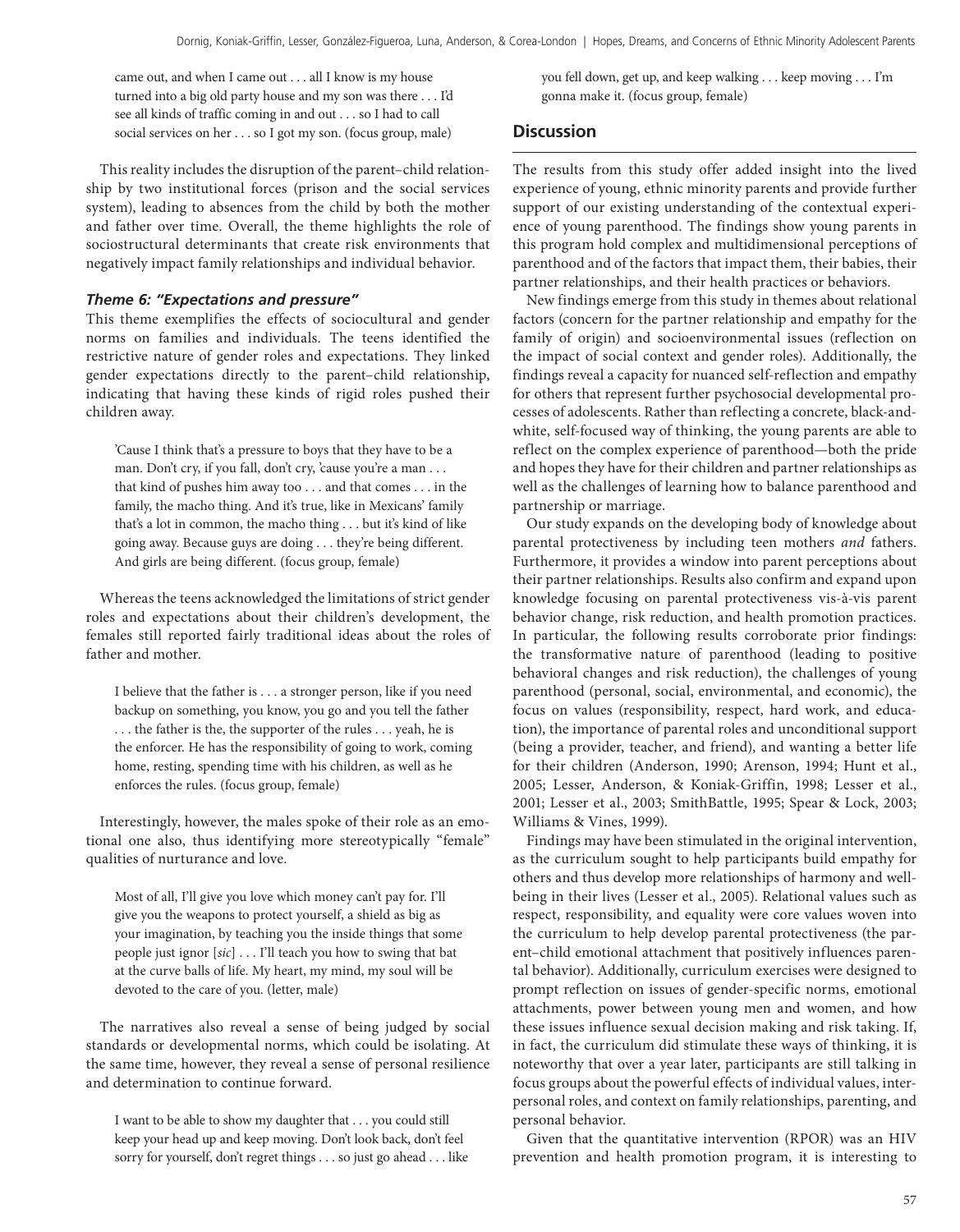came out, and when I came out . . . all I know is my house turned into a big old party house and my son was there . . . I'd see all kinds of traffic coming in and out . . . so I had to call social services on her . . . so I got my son. (focus group, male)

This reality includes the disruption of the parent–child relationship by two institutional forces (prison and the social services system), leading to absences from the child by both the mother and father over time. Overall, the theme highlights the role of sociostructural determinants that create risk environments that negatively impact family relationships and individual behavior.

### *Theme 6: "Expectations and pressure"*

This theme exemplifies the effects of sociocultural and gender norms on families and individuals. The teens identified the restrictive nature of gender roles and expectations. They linked gender expectations directly to the parent–child relationship, indicating that having these kinds of rigid roles pushed their children away.

> 'Cause I think that's a pressure to boys that they have to be a man. Don't cry, if you fall, don't cry, 'cause you're a man . . . that kind of pushes him away too . . . and that comes . . . in the family, the macho thing. And it's true, like in Mexicans' family that's a lot in common, the macho thing . . . but it's kind of like going away. Because guys are doing . . . they're being different. And girls are being different. (focus group, female)

Whereas the teens acknowledged the limitations of strict gender roles and expectations about their children's development, the females still reported fairly traditional ideas about the roles of father and mother.

> I believe that the father is . . . a stronger person, like if you need backup on something, you know, you go and you tell the father . . . the father is the, the supporter of the rules . . . yeah, he is the enforcer. He has the responsibility of going to work, coming home, resting, spending time with his children, as well as he enforces the rules. (focus group, female)

Interestingly, however, the males spoke of their role as an emotional one also, thus identifying more stereotypically "female" qualities of nurturance and love.

> Most of all, I'll give you love which money can't pay for. I'll give you the weapons to protect yourself, a shield as big as your imagination, by teaching you the inside things that some people just ignor [*sic*] . . . I'll teach you how to swing that bat at the curve balls of life. My heart, my mind, my soul will be devoted to the care of you. (letter, male)

The narratives also reveal a sense of being judged by social standards or developmental norms, which could be isolating. At the same time, however, they reveal a sense of personal resilience and determination to continue forward.

> I want to be able to show my daughter that . . . you could still keep your head up and keep moving. Don't look back, don't feel sorry for yourself, don't regret things . . . so just go ahead . . . like you fell down, get up, and keep walking . . . keep moving . . . I'm gonna make it. (focus group, female)

## Discussion

The results from this study offer added insight into the lived experience of young, ethnic minority parents and provide further support of our existing understanding of the contextual experience of young parenthood. The findings show young parents in this program hold complex and multidimensional perceptions of parenthood and of the factors that impact them, their babies, their partner relationships, and their health practices or behaviors.

New findings emerge from this study in themes about relational factors (concern for the partner relationship and empathy for the family of origin) and socioenvironmental issues (reflection on the impact of social context and gender roles). Additionally, the findings reveal a capacity for nuanced self-reflection and empathy for others that represent further psychosocial developmental processes of adolescents. Rather than reflecting a concrete, black-and-white, self-focused way of thinking, the young parents are able to reflect on the complex experience of parenthood—both the pride and hopes they have for their children and partner relationships as well as the challenges of learning how to balance parenthood and partnership or marriage.

Our study expands on the developing body of knowledge about parental protectiveness by including teen mothers *and* fathers. Furthermore, it provides a window into parent perceptions about their partner relationships. Results also confirm and expand upon knowledge focusing on parental protectiveness vis-à-vis parent behavior change, risk reduction, and health promotion practices. In particular, the following results corroborate prior findings: the transformative nature of parenthood (leading to positive behavioral changes and risk reduction), the challenges of young parenthood (personal, social, environmental, and economic), the focus on values (responsibility, respect, hard work, and education), the importance of parental roles and unconditional support (being a provider, teacher, and friend), and wanting a better life for their children (Anderson, 1990; Arenson, 1994; Hunt et al., 2005; Lesser, Anderson, & Koniak-Griffin, 1998; Lesser et al., 2001; Lesser et al., 2003; SmithBattle, 1995; Spear & Lock, 2003; Williams & Vines, 1999).

Findings may have been stimulated in the original intervention, as the curriculum sought to help participants build empathy for others and thus develop more relationships of harmony and well-being in their lives (Lesser et al., 2005). Relational values such as respect, responsibility, and equality were core values woven into the curriculum to help develop parental protectiveness (the parent–child emotional attachment that positively influences parental behavior). Additionally, curriculum exercises were designed to prompt reflection on issues of gender-specific norms, emotional attachments, power between young men and women, and how these issues influence sexual decision making and risk taking. If, in fact, the curriculum did stimulate these ways of thinking, it is noteworthy that over a year later, participants are still talking in focus groups about the powerful effects of individual values, interpersonal roles, and context on family relationships, parenting, and personal behavior.

Given that the quantitative intervention (RPOR) was an HIV prevention and health promotion program, it is interesting to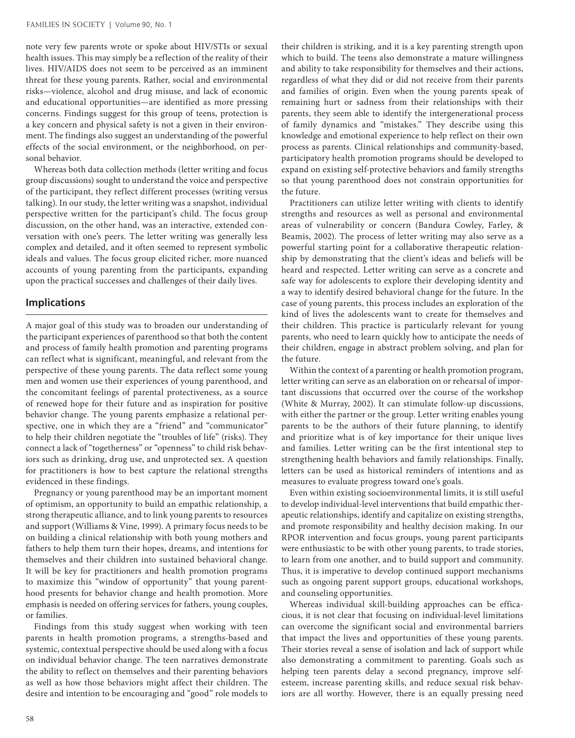note very few parents wrote or spoke about HIV/STIs or sexual health issues. This may simply be a reflection of the reality of their lives. HIV/AIDS does not seem to be perceived as an imminent threat for these young parents. Rather, social and environmental risks—violence, alcohol and drug misuse, and lack of economic and educational opportunities—are identified as more pressing concerns. Findings suggest for this group of teens, protection is a key concern and physical safety is not a given in their environment. The findings also suggest an understanding of the powerful effects of the social environment, or the neighborhood, on personal behavior.

Whereas both data collection methods (letter writing and focus group discussions) sought to understand the voice and perspective of the participant, they reflect different processes (writing versus talking). In our study, the letter writing was a snapshot, individual perspective written for the participant's child. The focus group discussion, on the other hand, was an interactive, extended conversation with one's peers. The letter writing was generally less complex and detailed, and it often seemed to represent symbolic ideals and values. The focus group elicited richer, more nuanced accounts of young parenting from the participants, expanding upon the practical successes and challenges of their daily lives.

## Implications

A major goal of this study was to broaden our understanding of the participant experiences of parenthood so that both the content and process of family health promotion and parenting programs can reflect what is significant, meaningful, and relevant from the perspective of these young parents. The data reflect some young men and women use their experiences of young parenthood, and the concomitant feelings of parental protectiveness, as a source of renewed hope for their future and as inspiration for positive behavior change. The young parents emphasize a relational perspective, one in which they are a "friend" and "communicator" to help their children negotiate the "troubles of life" (risks). They connect a lack of "togetherness" or "openness" to child risk behaviors such as drinking, drug use, and unprotected sex. A question for practitioners is how to best capture the relational strengths evidenced in these findings.

Pregnancy or young parenthood may be an important moment of optimism, an opportunity to build an empathic relationship, a strong therapeutic alliance, and to link young parents to resources and support (Williams & Vine, 1999). A primary focus needs to be on building a clinical relationship with both young mothers and fathers to help them turn their hopes, dreams, and intentions for themselves and their children into sustained behavioral change. It will be key for practitioners and health promotion programs to maximize this "window of opportunity" that young parenthood presents for behavior change and health promotion. More emphasis is needed on offering services for fathers, young couples, or families.

Findings from this study suggest when working with teen parents in health promotion programs, a strengths-based and systemic, contextual perspective should be used along with a focus on individual behavior change. The teen narratives demonstrate the ability to reflect on themselves and their parenting behaviors as well as how those behaviors might affect their children. The desire and intention to be encouraging and "good" role models to their children is striking, and it is a key parenting strength upon which to build. The teens also demonstrate a mature willingness and ability to take responsibility for themselves and their actions, regardless of what they did or did not receive from their parents and families of origin. Even when the young parents speak of remaining hurt or sadness from their relationships with their parents, they seem able to identify the intergenerational process of family dynamics and "mistakes." They describe using this knowledge and emotional experience to help reflect on their own process as parents. Clinical relationships and community-based, participatory health promotion programs should be developed to expand on existing self-protective behaviors and family strengths so that young parenthood does not constrain opportunities for the future.

Practitioners can utilize letter writing with clients to identify strengths and resources as well as personal and environmental areas of vulnerability or concern (Bandura Cowley, Farley, & Beamis, 2002). The process of letter writing may also serve as a powerful starting point for a collaborative therapeutic relationship by demonstrating that the client's ideas and beliefs will be heard and respected. Letter writing can serve as a concrete and safe way for adolescents to explore their developing identity and a way to identify desired behavioral change for the future. In the case of young parents, this process includes an exploration of the kind of lives the adolescents want to create for themselves and their children. This practice is particularly relevant for young parents, who need to learn quickly how to anticipate the needs of their children, engage in abstract problem solving, and plan for the future.

Within the context of a parenting or health promotion program, letter writing can serve as an elaboration on or rehearsal of important discussions that occurred over the course of the workshop (White & Murray, 2002). It can stimulate follow-up discussions, with either the partner or the group. Letter writing enables young parents to be the authors of their future planning, to identify and prioritize what is of key importance for their unique lives and families. Letter writing can be the first intentional step to strengthening health behaviors and family relationships. Finally, letters can be used as historical reminders of intentions and as measures to evaluate progress toward one's goals.

Even within existing socioenvironmental limits, it is still useful to develop individual-level interventions that build empathic therapeutic relationships, identify and capitalize on existing strengths, and promote responsibility and healthy decision making. In our RPOR intervention and focus groups, young parent participants were enthusiastic to be with other young parents, to trade stories, to learn from one another, and to build support and community. Thus, it is imperative to develop continued support mechanisms such as ongoing parent support groups, educational workshops, and counseling opportunities.

Whereas individual skill-building approaches can be efficacious, it is not clear that focusing on individual-level limitations can overcome the significant social and environmental barriers that impact the lives and opportunities of these young parents. Their stories reveal a sense of isolation and lack of support while also demonstrating a commitment to parenting. Goals such as helping teen parents delay a second pregnancy, improve self-esteem, increase parenting skills, and reduce sexual risk behaviors are all worthy. However, there is an equally pressing need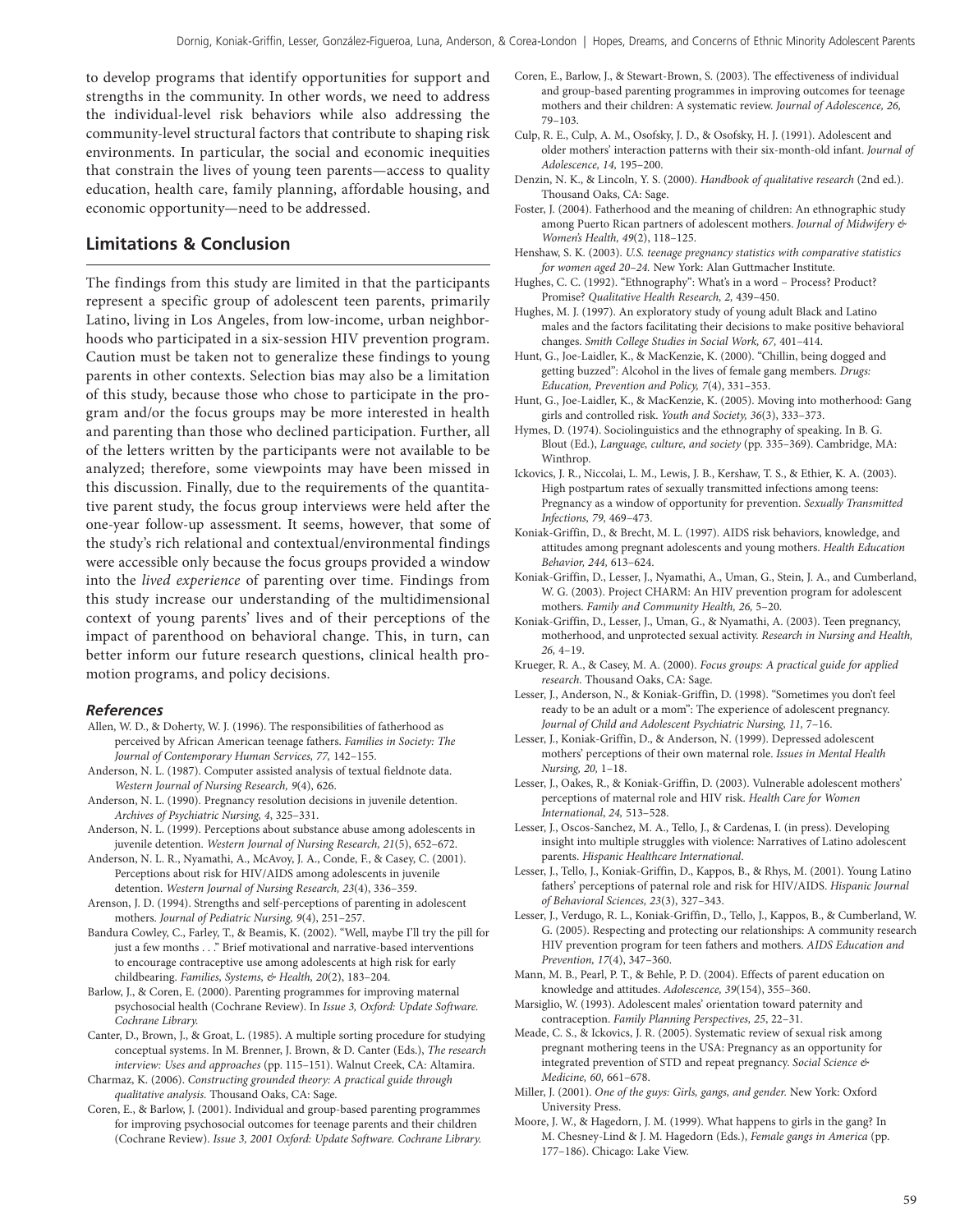to develop programs that identify opportunities for support and strengths in the community. In other words, we need to address the individual-level risk behaviors while also addressing the community-level structural factors that contribute to shaping risk environments. In particular, the social and economic inequities that constrain the lives of young teen parents—access to quality education, health care, family planning, affordable housing, and economic opportunity—need to be addressed.

## Limitations & Conclusion

The findings from this study are limited in that the participants represent a specific group of adolescent teen parents, primarily Latino, living in Los Angeles, from low-income, urban neighborhoods who participated in a six-session HIV prevention program. Caution must be taken not to generalize these findings to young parents in other contexts. Selection bias may also be a limitation of this study, because those who chose to participate in the program and/or the focus groups may be more interested in health and parenting than those who declined participation. Further, all of the letters written by the participants were not available to be analyzed; therefore, some viewpoints may have been missed in this discussion. Finally, due to the requirements of the quantitative parent study, the focus group interviews were held after the one-year follow-up assessment. It seems, however, that some of the study's rich relational and contextual/environmental findings were accessible only because the focus groups provided a window into the *lived experience* of parenting over time. Findings from this study increase our understanding of the multidimensional context of young parents' lives and of their perceptions of the impact of parenthood on behavioral change. This, in turn, can better inform our future research questions, clinical health promotion programs, and policy decisions.

### *References*

Allen, W. D., & Doherty, W. J. (1996). The responsibilities of fatherhood as perceived by African American teenage fathers. *Families in Society: The Journal of Contemporary Human Services, 77,* 142–155.

Anderson, N. L. (1987). Computer assisted analysis of textual fieldnote data. *Western Journal of Nursing Research, 9*(4), 626.

Anderson, N. L. (1990). Pregnancy resolution decisions in juvenile detention. *Archives of Psychiatric Nursing, 4*, 325–331.

Anderson, N. L. (1999). Perceptions about substance abuse among adolescents in juvenile detention. *Western Journal of Nursing Research, 21*(5), 652–672.

Anderson, N. L. R., Nyamathi, A., McAvoy, J. A., Conde, F., & Casey, C. (2001). Perceptions about risk for HIV/AIDS among adolescents in juvenile detention. *Western Journal of Nursing Research, 23*(4), 336–359.

Arenson, J. D. (1994). Strengths and self-perceptions of parenting in adolescent mothers. *Journal of Pediatric Nursing, 9*(4), 251–257.

Bandura Cowley, C., Farley, T., & Beamis, K. (2002). "Well, maybe I'll try the pill for just a few months . . ." Brief motivational and narrative-based interventions to encourage contraceptive use among adolescents at high risk for early childbearing. *Families, Systems, & Health, 20*(2), 183–204.

Barlow, J., & Coren, E. (2000). Parenting programmes for improving maternal psychosocial health (Cochrane Review). In *Issue 3, Oxford: Update Software. Cochrane Library.*

Canter, D., Brown, J., & Groat, L. (1985). A multiple sorting procedure for studying conceptual systems. In M. Brenner, J. Brown, & D. Canter (Eds.), *The research interview: Uses and approaches* (pp. 115–151). Walnut Creek, CA: Altamira.

Charmaz, K. (2006). *Constructing grounded theory: A practical guide through qualitative analysis.* Thousand Oaks, CA: Sage.

Coren, E., & Barlow, J. (2001). Individual and group-based parenting programmes for improving psychosocial outcomes for teenage parents and their children (Cochrane Review). *Issue 3, 2001 Oxford: Update Software. Cochrane Library.*

Coren, E., Barlow, J., & Stewart-Brown, S. (2003). The effectiveness of individual and group-based parenting programmes in improving outcomes for teenage mothers and their children: A systematic review. *Journal of Adolescence, 26,* 79–103.

Culp, R. E., Culp, A. M., Osofsky, J. D., & Osofsky, H. J. (1991). Adolescent and older mothers' interaction patterns with their six-month-old infant. *Journal of Adolescence, 14,* 195–200.

Denzin, N. K., & Lincoln, Y. S. (2000). *Handbook of qualitative research* (2nd ed.). Thousand Oaks, CA: Sage.

Foster, J. (2004). Fatherhood and the meaning of children: An ethnographic study among Puerto Rican partners of adolescent mothers. *Journal of Midwifery & Women's Health, 49*(2), 118–125.

Henshaw, S. K. (2003). *U.S. teenage pregnancy statistics with comparative statistics for women aged 20–24.* New York: Alan Guttmacher Institute.

Hughes, C. C. (1992). "Ethnography": What's in a word – Process? Product? Promise? *Qualitative Health Research, 2,* 439–450.

Hughes, M. J. (1997). An exploratory study of young adult Black and Latino males and the factors facilitating their decisions to make positive behavioral changes. *Smith College Studies in Social Work, 67,* 401–414.

Hunt, G., Joe-Laidler, K., & MacKenzie, K. (2000). "Chillin, being dogged and getting buzzed": Alcohol in the lives of female gang members. *Drugs: Education, Prevention and Policy, 7*(4), 331–353.

Hunt, G., Joe-Laidler, K., & MacKenzie, K. (2005). Moving into motherhood: Gang girls and controlled risk. *Youth and Society, 36*(3), 333–373.

Hymes, D. (1974). Sociolinguistics and the ethnography of speaking. In B. G. Blout (Ed.), *Language, culture, and society* (pp. 335–369). Cambridge, MA: Winthrop.

Ickovics, J. R., Niccolai, L. M., Lewis, J. B., Kershaw, T. S., & Ethier, K. A. (2003). High postpartum rates of sexually transmitted infections among teens: Pregnancy as a window of opportunity for prevention. *Sexually Transmitted Infections, 79,* 469–473.

Koniak-Griffin, D., & Brecht, M. L. (1997). AIDS risk behaviors, knowledge, and attitudes among pregnant adolescents and young mothers. *Health Education Behavior, 244,* 613–624.

Koniak-Griffin, D., Lesser, J., Nyamathi, A., Uman, G., Stein, J. A., and Cumberland, W. G. (2003). Project CHARM: An HIV prevention program for adolescent mothers. *Family and Community Health, 26,* 5–20.

Koniak-Griffin, D., Lesser, J., Uman, G., & Nyamathi, A. (2003). Teen pregnancy, motherhood, and unprotected sexual activity. *Research in Nursing and Health, 26,* 4–19.

Krueger, R. A., & Casey, M. A. (2000). *Focus groups: A practical guide for applied research.* Thousand Oaks, CA: Sage.

Lesser, J., Anderson, N., & Koniak-Griffin, D. (1998). "Sometimes you don't feel ready to be an adult or a mom": The experience of adolescent pregnancy. *Journal of Child and Adolescent Psychiatric Nursing, 11,* 7–16.

Lesser, J., Koniak-Griffin, D., & Anderson, N. (1999). Depressed adolescent mothers' perceptions of their own maternal role. *Issues in Mental Health Nursing, 20,* 1–18.

Lesser, J., Oakes, R., & Koniak-Griffin, D. (2003). Vulnerable adolescent mothers' perceptions of maternal role and HIV risk. *Health Care for Women International, 24,* 513–528.

Lesser, J., Oscos-Sanchez, M. A., Tello, J., & Cardenas, I. (in press). Developing insight into multiple struggles with violence: Narratives of Latino adolescent parents. *Hispanic Healthcare International.*

Lesser, J., Tello, J., Koniak-Griffin, D., Kappos, B., & Rhys, M. (2001). Young Latino fathers' perceptions of paternal role and risk for HIV/AIDS. *Hispanic Journal of Behavioral Sciences, 23*(3), 327–343.

Lesser, J., Verdugo, R. L., Koniak-Griffin, D., Tello, J., Kappos, B., & Cumberland, W. G. (2005). Respecting and protecting our relationships: A community research HIV prevention program for teen fathers and mothers. *AIDS Education and Prevention, 17*(4), 347–360.

Mann, M. B., Pearl, P. T., & Behle, P. D. (2004). Effects of parent education on knowledge and attitudes. *Adolescence, 39*(154), 355–360.

Marsiglio, W. (1993). Adolescent males' orientation toward paternity and contraception. *Family Planning Perspectives, 25*, 22–31.

Meade, C. S., & Ickovics, J. R. (2005). Systematic review of sexual risk among pregnant mothering teens in the USA: Pregnancy as an opportunity for integrated prevention of STD and repeat pregnancy. *Social Science & Medicine, 60,* 661–678.

Miller, J. (2001). *One of the guys: Girls, gangs, and gender.* New York: Oxford University Press.

Moore, J. W., & Hagedorn, J. M. (1999). What happens to girls in the gang? In M. Chesney-Lind & J. M. Hagedorn (Eds.), *Female gangs in America* (pp. 177–186). Chicago: Lake View.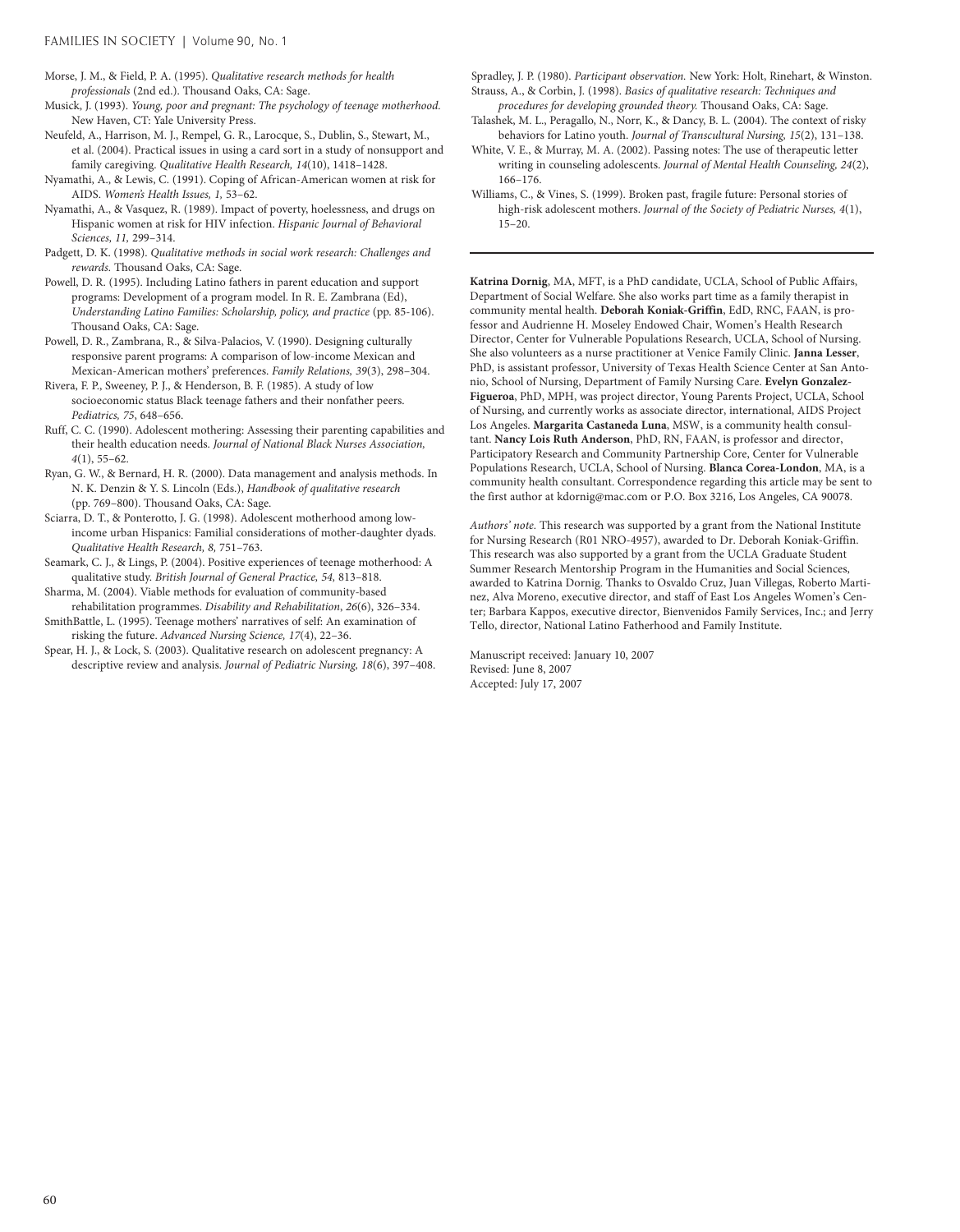Morse, J. M., & Field, P. A. (1995). *Qualitative research methods for health professionals* (2nd ed.). Thousand Oaks, CA: Sage.

Musick, J. (1993). *Young, poor and pregnant: The psychology of teenage motherhood.* New Haven, CT: Yale University Press.

Neufeld, A., Harrison, M. J., Rempel, G. R., Larocque, S., Dublin, S., Stewart, M., et al. (2004). Practical issues in using a card sort in a study of nonsupport and family caregiving. *Qualitative Health Research, 14*(10), 1418–1428.

Nyamathi, A., & Lewis, C. (1991). Coping of African-American women at risk for AIDS. *Women's Health Issues, 1,* 53–62.

Nyamathi, A., & Vasquez, R. (1989). Impact of poverty, hoelessness, and drugs on Hispanic women at risk for HIV infection. *Hispanic Journal of Behavioral Sciences, 11,* 299–314.

Padgett, D. K. (1998). *Qualitative methods in social work research: Challenges and rewards.* Thousand Oaks, CA: Sage.

Powell, D. R. (1995). Including Latino fathers in parent education and support programs: Development of a program model. In R. E. Zambrana (Ed), *Understanding Latino Families: Scholarship, policy, and practice* (pp. 85-106). Thousand Oaks, CA: Sage.

Powell, D. R., Zambrana, R., & Silva-Palacios, V. (1990). Designing culturally responsive parent programs: A comparison of low-income Mexican and Mexican-American mothers' preferences. *Family Relations, 39*(3), 298–304.

Rivera, F. P., Sweeney, P. J., & Henderson, B. F. (1985). A study of low socioeconomic status Black teenage fathers and their nonfather peers. *Pediatrics, 75*, 648–656.

Ruff, C. C. (1990). Adolescent mothering: Assessing their parenting capabilities and their health education needs. *Journal of National Black Nurses Association, 4*(1), 55–62.

Ryan, G. W., & Bernard, H. R. (2000). Data management and analysis methods. In N. K. Denzin & Y. S. Lincoln (Eds.), *Handbook of qualitative research* (pp. 769–800). Thousand Oaks, CA: Sage.

Sciarra, D. T., & Ponterotto, J. G. (1998). Adolescent motherhood among low-income urban Hispanics: Familial considerations of mother-daughter dyads. *Qualitative Health Research, 8,* 751–763.

Seamark, C. J., & Lings, P. (2004). Positive experiences of teenage motherhood: A qualitative study. *British Journal of General Practice, 54,* 813–818.

Sharma, M. (2004). Viable methods for evaluation of community-based rehabilitation programmes. *Disability and Rehabilitation*, *26*(6), 326–334.

SmithBattle, L. (1995). Teenage mothers' narratives of self: An examination of risking the future. *Advanced Nursing Science, 17*(4), 22–36.

Spear, H. J., & Lock, S. (2003). Qualitative research on adolescent pregnancy: A descriptive review and analysis. *Journal of Pediatric Nursing, 18*(6), 397–408.

Spradley, J. P. (1980). *Participant observation.* New York: Holt, Rinehart, & Winston.

Strauss, A., & Corbin, J. (1998). *Basics of qualitative research: Techniques and procedures for developing grounded theory.* Thousand Oaks, CA: Sage.

Talashek, M. L., Peragallo, N., Norr, K., & Dancy, B. L. (2004). The context of risky behaviors for Latino youth. *Journal of Transcultural Nursing, 15*(2), 131–138.

White, V. E., & Murray, M. A. (2002). Passing notes: The use of therapeutic letter writing in counseling adolescents. *Journal of Mental Health Counseling, 24*(2), 166–176.

Williams, C., & Vines, S. (1999). Broken past, fragile future: Personal stories of high-risk adolescent mothers. *Journal of the Society of Pediatric Nurses, 4*(1), 15–20.

---

**Katrina Dornig**, MA, MFT, is a PhD candidate, UCLA, School of Public Affairs, Department of Social Welfare. She also works part time as a family therapist in community mental health. **Deborah Koniak-Griffin**, EdD, RNC, FAAN, is professor and Audrienne H. Moseley Endowed Chair, Women's Health Research Director, Center for Vulnerable Populations Research, UCLA, School of Nursing. She also volunteers as a nurse practitioner at Venice Family Clinic. **Janna Lesser**, PhD, is assistant professor, University of Texas Health Science Center at San Antonio, School of Nursing, Department of Family Nursing Care. **Evelyn Gonzalez-Figueroa**, PhD, MPH, was project director, Young Parents Project, UCLA, School of Nursing, and currently works as associate director, international, AIDS Project Los Angeles. **Margarita Castaneda Luna**, MSW, is a community health consultant. **Nancy Lois Ruth Anderson**, PhD, RN, FAAN, is professor and director, Participatory Research and Community Partnership Core, Center for Vulnerable Populations Research, UCLA, School of Nursing. **Blanca Corea-London**, MA, is a community health consultant. Correspondence regarding this article may be sent to the first author at kdornig@mac.com or P.O. Box 3216, Los Angeles, CA 90078.

*Authors' note.* This research was supported by a grant from the National Institute for Nursing Research (R01 NRO-4957), awarded to Dr. Deborah Koniak-Griffin. This research was also supported by a grant from the UCLA Graduate Student Summer Research Mentorship Program in the Humanities and Social Sciences, awarded to Katrina Dornig. Thanks to Osvaldo Cruz, Juan Villegas, Roberto Martinez, Alva Moreno, executive director, and staff of East Los Angeles Women's Center; Barbara Kappos, executive director, Bienvenidos Family Services, Inc.; and Jerry Tello, director, National Latino Fatherhood and Family Institute.

Manuscript received: January 10, 2007
Revised: June 8, 2007
Accepted: July 17, 2007